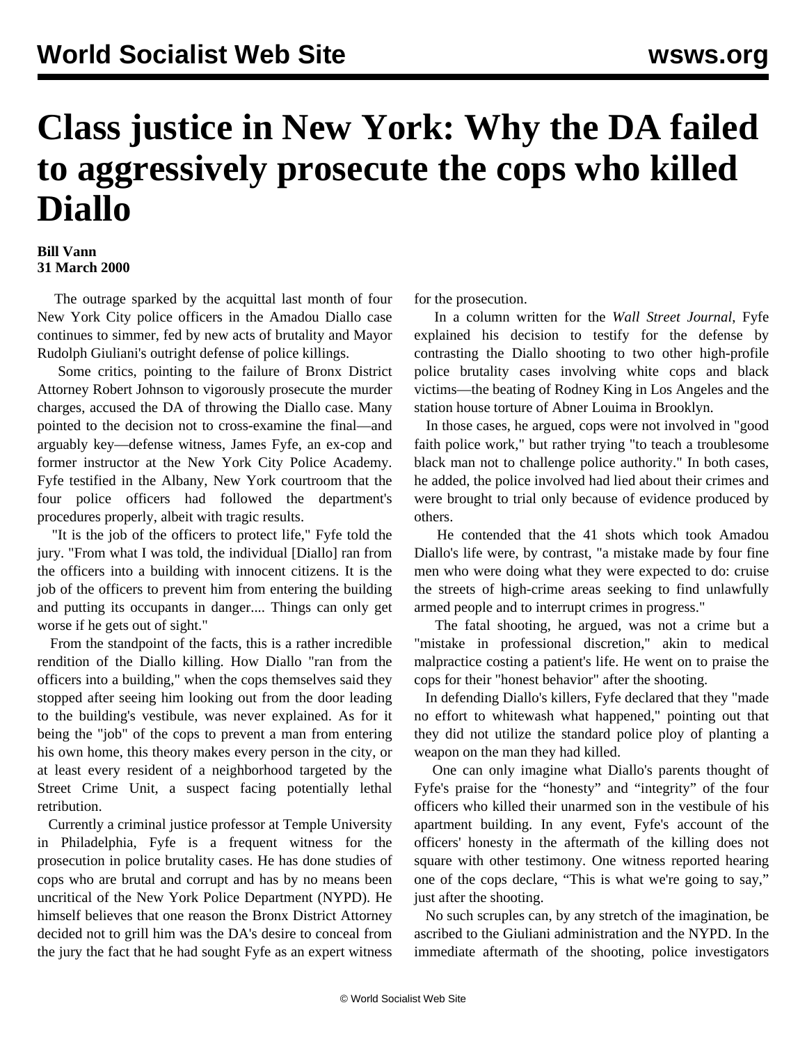# Class justice in New York: Why the DA failed to aggressively prosecute the cops who killed Diallo

**Bill Vann**
**31 March 2000**

The outrage sparked by the acquittal last month of four New York City police officers in the Amadou Diallo case continues to simmer, fed by new acts of brutality and Mayor Rudolph Giuliani's outright defense of police killings.

Some critics, pointing to the failure of Bronx District Attorney Robert Johnson to vigorously prosecute the murder charges, accused the DA of throwing the Diallo case. Many pointed to the decision not to cross-examine the final—and arguably key—defense witness, James Fyfe, an ex-cop and former instructor at the New York City Police Academy. Fyfe testified in the Albany, New York courtroom that the four police officers had followed the department's procedures properly, albeit with tragic results.

"It is the job of the officers to protect life," Fyfe told the jury. "From what I was told, the individual [Diallo] ran from the officers into a building with innocent citizens. It is the job of the officers to prevent him from entering the building and putting its occupants in danger.... Things can only get worse if he gets out of sight."

From the standpoint of the facts, this is a rather incredible rendition of the Diallo killing. How Diallo "ran from the officers into a building," when the cops themselves said they stopped after seeing him looking out from the door leading to the building's vestibule, was never explained. As for it being the "job" of the cops to prevent a man from entering his own home, this theory makes every person in the city, or at least every resident of a neighborhood targeted by the Street Crime Unit, a suspect facing potentially lethal retribution.

Currently a criminal justice professor at Temple University in Philadelphia, Fyfe is a frequent witness for the prosecution in police brutality cases. He has done studies of cops who are brutal and corrupt and has by no means been uncritical of the New York Police Department (NYPD). He himself believes that one reason the Bronx District Attorney decided not to grill him was the DA's desire to conceal from the jury the fact that he had sought Fyfe as an expert witness for the prosecution.

In a column written for the *Wall Street Journal*, Fyfe explained his decision to testify for the defense by contrasting the Diallo shooting to two other high-profile police brutality cases involving white cops and black victims—the beating of Rodney King in Los Angeles and the station house torture of Abner Louima in Brooklyn.

In those cases, he argued, cops were not involved in "good faith police work," but rather trying "to teach a troublesome black man not to challenge police authority." In both cases, he added, the police involved had lied about their crimes and were brought to trial only because of evidence produced by others.

He contended that the 41 shots which took Amadou Diallo's life were, by contrast, "a mistake made by four fine men who were doing what they were expected to do: cruise the streets of high-crime areas seeking to find unlawfully armed people and to interrupt crimes in progress."

The fatal shooting, he argued, was not a crime but a "mistake in professional discretion," akin to medical malpractice costing a patient's life. He went on to praise the cops for their "honest behavior" after the shooting.

In defending Diallo's killers, Fyfe declared that they "made no effort to whitewash what happened," pointing out that they did not utilize the standard police ploy of planting a weapon on the man they had killed.

One can only imagine what Diallo's parents thought of Fyfe's praise for the "honesty" and "integrity" of the four officers who killed their unarmed son in the vestibule of his apartment building. In any event, Fyfe's account of the officers' honesty in the aftermath of the killing does not square with other testimony. One witness reported hearing one of the cops declare, "This is what we're going to say," just after the shooting.

No such scruples can, by any stretch of the imagination, be ascribed to the Giuliani administration and the NYPD. In the immediate aftermath of the shooting, police investigators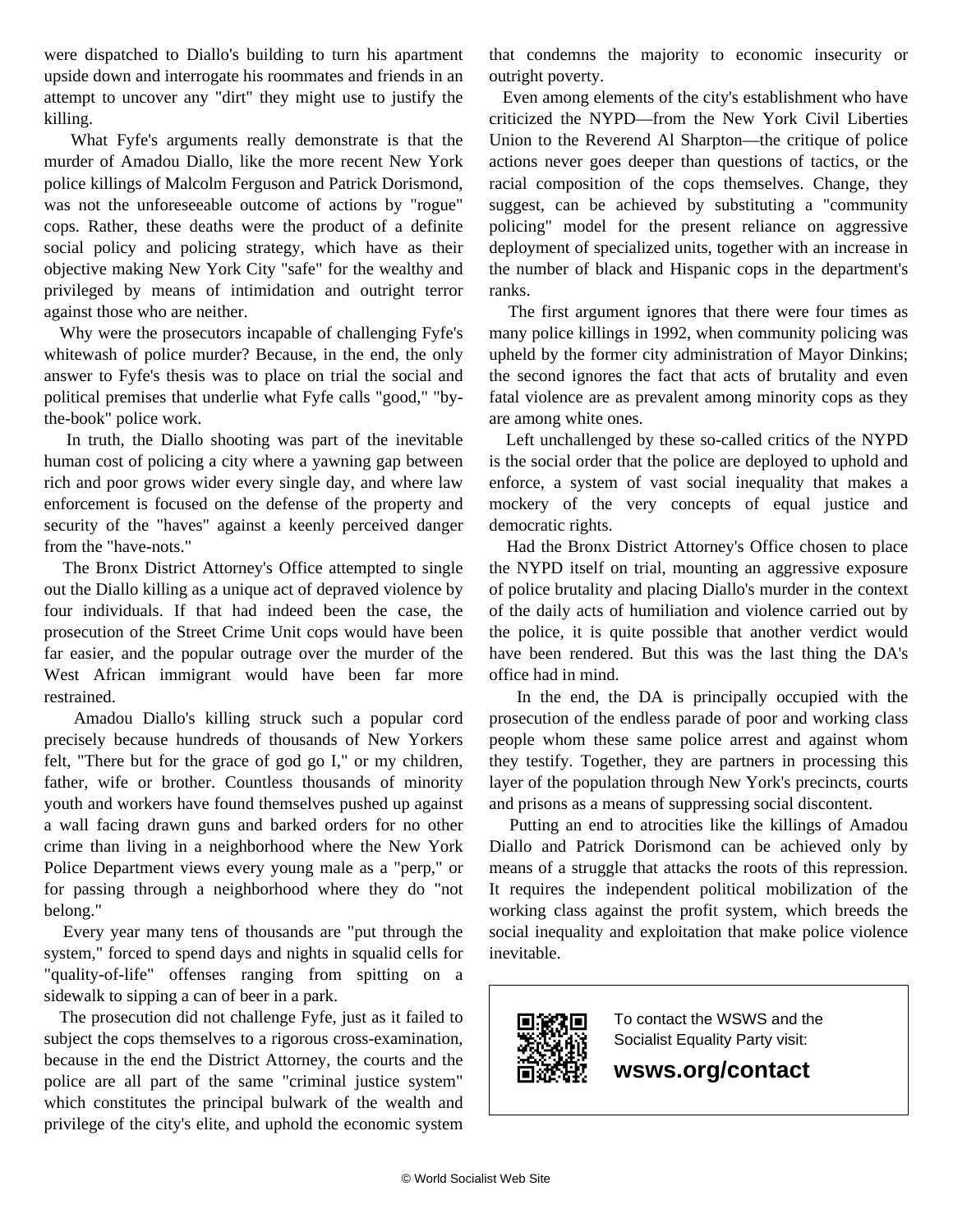were dispatched to Diallo's building to turn his apartment upside down and interrogate his roommates and friends in an attempt to uncover any "dirt" they might use to justify the killing.

What Fyfe's arguments really demonstrate is that the murder of Amadou Diallo, like the more recent New York police killings of Malcolm Ferguson and Patrick Dorismond, was not the unforeseeable outcome of actions by "rogue" cops. Rather, these deaths were the product of a definite social policy and policing strategy, which have as their objective making New York City "safe" for the wealthy and privileged by means of intimidation and outright terror against those who are neither.

Why were the prosecutors incapable of challenging Fyfe's whitewash of police murder? Because, in the end, the only answer to Fyfe's thesis was to place on trial the social and political premises that underlie what Fyfe calls "good," "by-the-book" police work.

In truth, the Diallo shooting was part of the inevitable human cost of policing a city where a yawning gap between rich and poor grows wider every single day, and where law enforcement is focused on the defense of the property and security of the "haves" against a keenly perceived danger from the "have-nots."

The Bronx District Attorney's Office attempted to single out the Diallo killing as a unique act of depraved violence by four individuals. If that had indeed been the case, the prosecution of the Street Crime Unit cops would have been far easier, and the popular outrage over the murder of the West African immigrant would have been far more restrained.

Amadou Diallo's killing struck such a popular cord precisely because hundreds of thousands of New Yorkers felt, "There but for the grace of god go I," or my children, father, wife or brother. Countless thousands of minority youth and workers have found themselves pushed up against a wall facing drawn guns and barked orders for no other crime than living in a neighborhood where the New York Police Department views every young male as a "perp," or for passing through a neighborhood where they do "not belong."

Every year many tens of thousands are "put through the system," forced to spend days and nights in squalid cells for "quality-of-life" offenses ranging from spitting on a sidewalk to sipping a can of beer in a park.

The prosecution did not challenge Fyfe, just as it failed to subject the cops themselves to a rigorous cross-examination, because in the end the District Attorney, the courts and the police are all part of the same "criminal justice system" which constitutes the principal bulwark of the wealth and privilege of the city's elite, and uphold the economic system that condemns the majority to economic insecurity or outright poverty.

Even among elements of the city's establishment who have criticized the NYPD—from the New York Civil Liberties Union to the Reverend Al Sharpton—the critique of police actions never goes deeper than questions of tactics, or the racial composition of the cops themselves. Change, they suggest, can be achieved by substituting a "community policing" model for the present reliance on aggressive deployment of specialized units, together with an increase in the number of black and Hispanic cops in the department's ranks.

The first argument ignores that there were four times as many police killings in 1992, when community policing was upheld by the former city administration of Mayor Dinkins; the second ignores the fact that acts of brutality and even fatal violence are as prevalent among minority cops as they are among white ones.

Left unchallenged by these so-called critics of the NYPD is the social order that the police are deployed to uphold and enforce, a system of vast social inequality that makes a mockery of the very concepts of equal justice and democratic rights.

Had the Bronx District Attorney's Office chosen to place the NYPD itself on trial, mounting an aggressive exposure of police brutality and placing Diallo's murder in the context of the daily acts of humiliation and violence carried out by the police, it is quite possible that another verdict would have been rendered. But this was the last thing the DA's office had in mind.

In the end, the DA is principally occupied with the prosecution of the endless parade of poor and working class people whom these same police arrest and against whom they testify. Together, they are partners in processing this layer of the population through New York's precincts, courts and prisons as a means of suppressing social discontent.

Putting an end to atrocities like the killings of Amadou Diallo and Patrick Dorismond can be achieved only by means of a struggle that attacks the roots of this repression. It requires the independent political mobilization of the working class against the profit system, which breeds the social inequality and exploitation that make police violence inevitable.

To contact the WSWS and the Socialist Equality Party visit:

**wsws.org/contact**